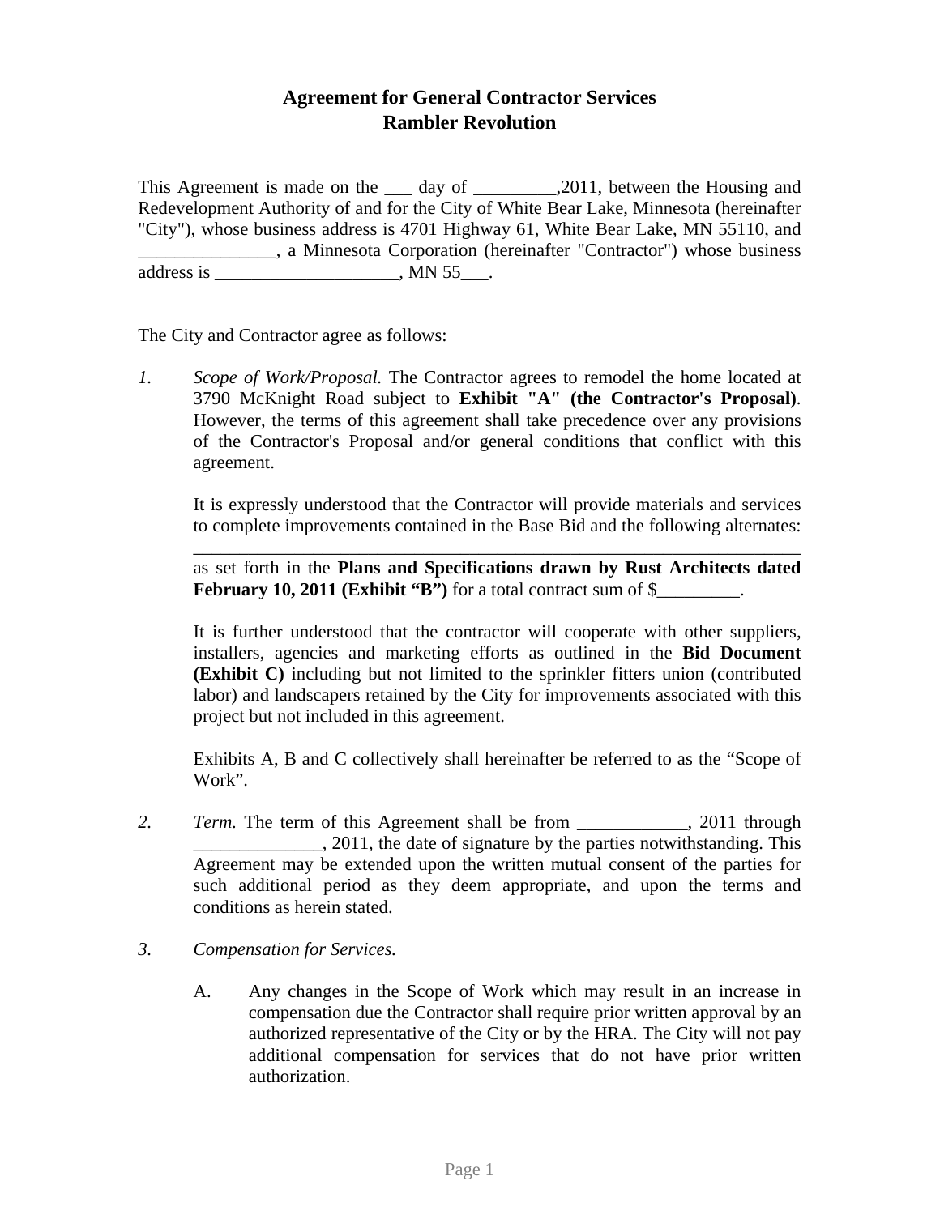# Agreement for General Contractor Services
## Rambler Revolution

This Agreement is made on the ___ day of _________,2011, between the Housing and Redevelopment Authority of and for the City of White Bear Lake, Minnesota (hereinafter "City"), whose business address is 4701 Highway 61, White Bear Lake, MN 55110, and _______________, a Minnesota Corporation (hereinafter "Contractor") whose business address is ____________________, MN 55___.

The City and Contractor agree as follows:

1. *Scope of Work/Proposal.* The Contractor agrees to remodel the home located at 3790 McKnight Road subject to **Exhibit "A" (the Contractor's Proposal)**. However, the terms of this agreement shall take precedence over any provisions of the Contractor's Proposal and/or general conditions that conflict with this agreement.

   It is expressly understood that the Contractor will provide materials and services to complete improvements contained in the Base Bid and the following alternates: ________________________________________________________________ as set forth in the **Plans and Specifications drawn by Rust Architects dated February 10, 2011 (Exhibit "B")** for a total contract sum of $_________.

   It is further understood that the contractor will cooperate with other suppliers, installers, agencies and marketing efforts as outlined in the **Bid Document (Exhibit C)** including but not limited to the sprinkler fitters union (contributed labor) and landscapers retained by the City for improvements associated with this project but not included in this agreement.

   Exhibits A, B and C collectively shall hereinafter be referred to as the "Scope of Work".

2. *Term.* The term of this Agreement shall be from ____________, 2011 through ______________, 2011, the date of signature by the parties notwithstanding. This Agreement may be extended upon the written mutual consent of the parties for such additional period as they deem appropriate, and upon the terms and conditions as herein stated.

3. *Compensation for Services.*

   A. Any changes in the Scope of Work which may result in an increase in compensation due the Contractor shall require prior written approval by an authorized representative of the City or by the HRA. The City will not pay additional compensation for services that do not have prior written authorization.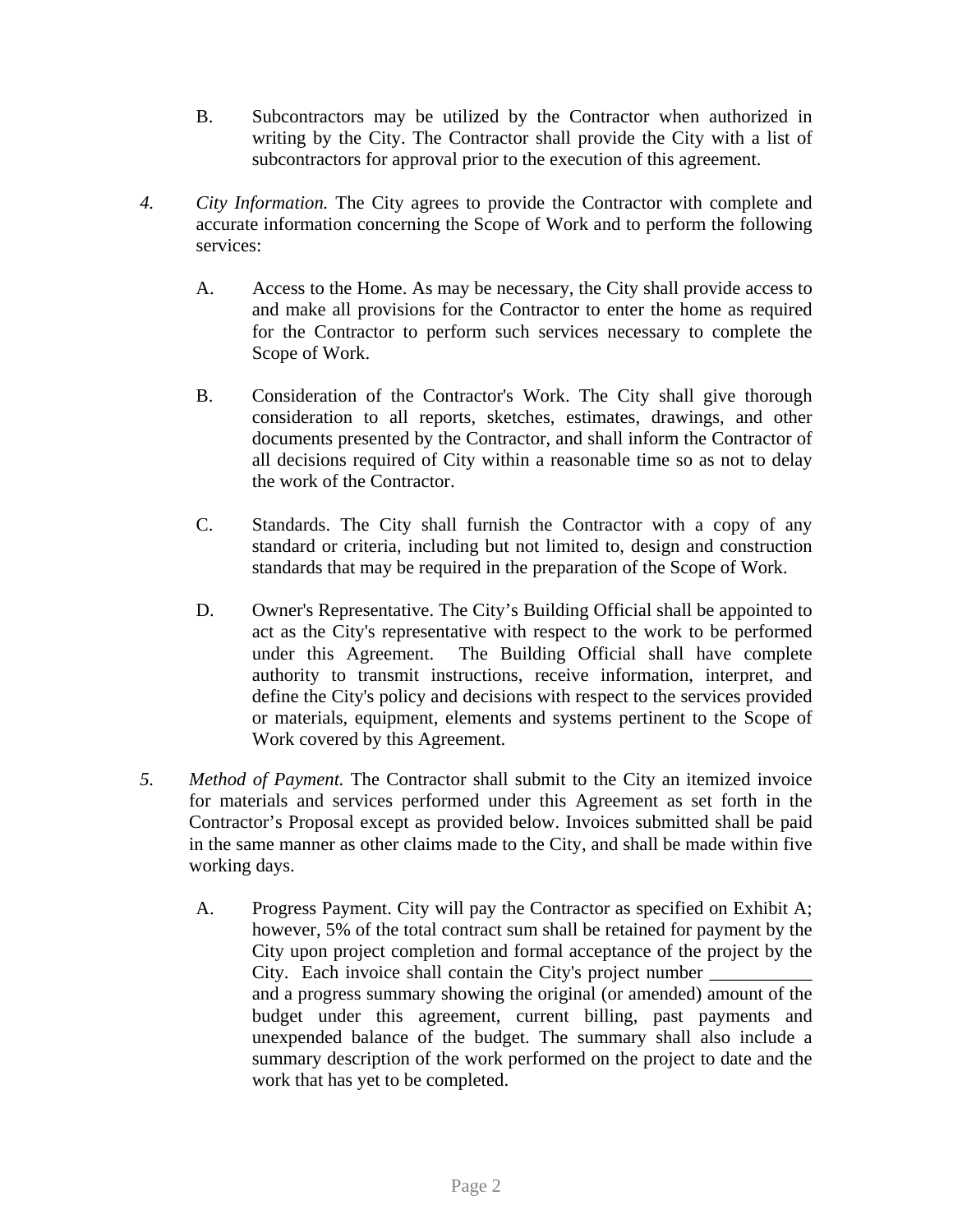B. Subcontractors may be utilized by the Contractor when authorized in writing by the City. The Contractor shall provide the City with a list of subcontractors for approval prior to the execution of this agreement.

4. *City Information.* The City agrees to provide the Contractor with complete and accurate information concerning the Scope of Work and to perform the following services:

   A. Access to the Home. As may be necessary, the City shall provide access to and make all provisions for the Contractor to enter the home as required for the Contractor to perform such services necessary to complete the Scope of Work.

   B. Consideration of the Contractor's Work. The City shall give thorough consideration to all reports, sketches, estimates, drawings, and other documents presented by the Contractor, and shall inform the Contractor of all decisions required of City within a reasonable time so as not to delay the work of the Contractor.

   C. Standards. The City shall furnish the Contractor with a copy of any standard or criteria, including but not limited to, design and construction standards that may be required in the preparation of the Scope of Work.

   D. Owner's Representative. The City's Building Official shall be appointed to act as the City's representative with respect to the work to be performed under this Agreement. The Building Official shall have complete authority to transmit instructions, receive information, interpret, and define the City's policy and decisions with respect to the services provided or materials, equipment, elements and systems pertinent to the Scope of Work covered by this Agreement.

5. *Method of Payment.* The Contractor shall submit to the City an itemized invoice for materials and services performed under this Agreement as set forth in the Contractor's Proposal except as provided below. Invoices submitted shall be paid in the same manner as other claims made to the City, and shall be made within five working days.

   A. Progress Payment. City will pay the Contractor as specified on Exhibit A; however, 5% of the total contract sum shall be retained for payment by the City upon project completion and formal acceptance of the project by the City. Each invoice shall contain the City's project number ___________ and a progress summary showing the original (or amended) amount of the budget under this agreement, current billing, past payments and unexpended balance of the budget. The summary shall also include a summary description of the work performed on the project to date and the work that has yet to be completed.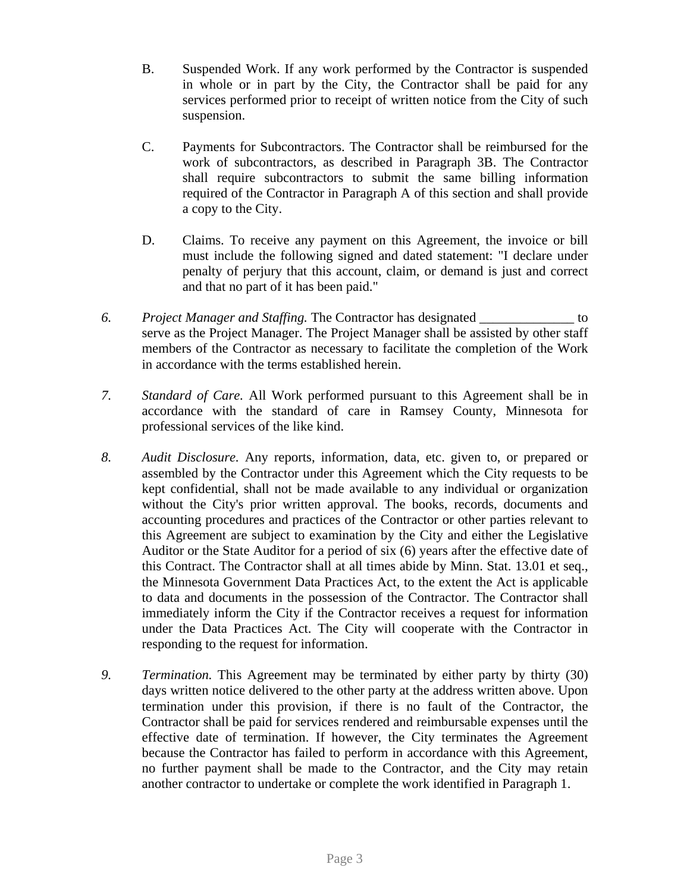B. Suspended Work. If any work performed by the Contractor is suspended in whole or in part by the City, the Contractor shall be paid for any services performed prior to receipt of written notice from the City of such suspension.

C. Payments for Subcontractors. The Contractor shall be reimbursed for the work of subcontractors, as described in Paragraph 3B. The Contractor shall require subcontractors to submit the same billing information required of the Contractor in Paragraph A of this section and shall provide a copy to the City.

D. Claims. To receive any payment on this Agreement, the invoice or bill must include the following signed and dated statement: "I declare under penalty of perjury that this account, claim, or demand is just and correct and that no part of it has been paid."

6. *Project Manager and Staffing.* The Contractor has designated ______________ to serve as the Project Manager. The Project Manager shall be assisted by other staff members of the Contractor as necessary to facilitate the completion of the Work in accordance with the terms established herein.

7. *Standard of Care.* All Work performed pursuant to this Agreement shall be in accordance with the standard of care in Ramsey County, Minnesota for professional services of the like kind.

8. *Audit Disclosure.* Any reports, information, data, etc. given to, or prepared or assembled by the Contractor under this Agreement which the City requests to be kept confidential, shall not be made available to any individual or organization without the City's prior written approval. The books, records, documents and accounting procedures and practices of the Contractor or other parties relevant to this Agreement are subject to examination by the City and either the Legislative Auditor or the State Auditor for a period of six (6) years after the effective date of this Contract. The Contractor shall at all times abide by Minn. Stat. 13.01 et seq., the Minnesota Government Data Practices Act, to the extent the Act is applicable to data and documents in the possession of the Contractor. The Contractor shall immediately inform the City if the Contractor receives a request for information under the Data Practices Act. The City will cooperate with the Contractor in responding to the request for information.

9. *Termination.* This Agreement may be terminated by either party by thirty (30) days written notice delivered to the other party at the address written above. Upon termination under this provision, if there is no fault of the Contractor, the Contractor shall be paid for services rendered and reimbursable expenses until the effective date of termination. If however, the City terminates the Agreement because the Contractor has failed to perform in accordance with this Agreement, no further payment shall be made to the Contractor, and the City may retain another contractor to undertake or complete the work identified in Paragraph 1.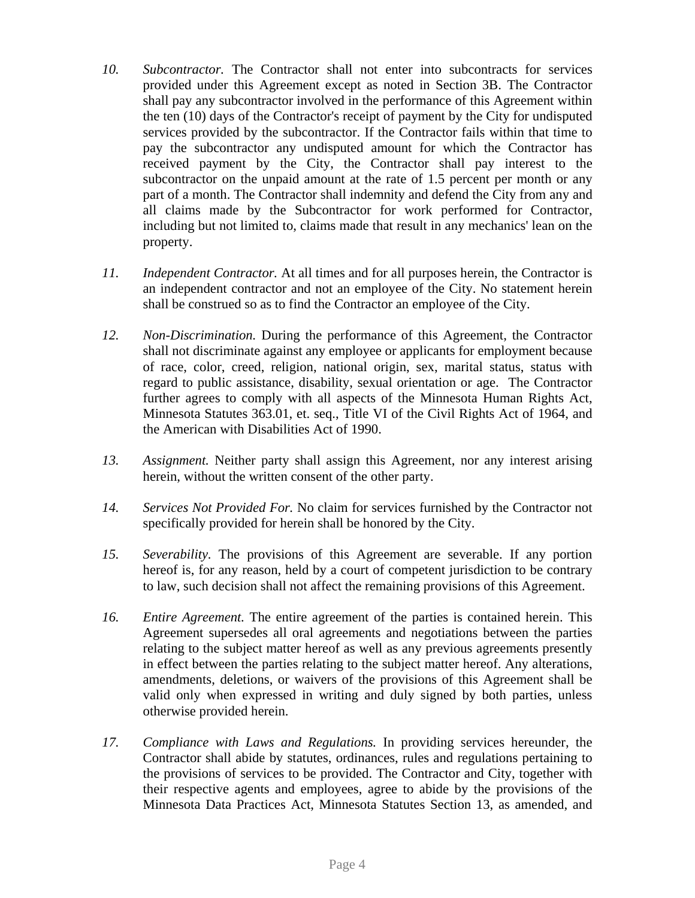10. *Subcontractor.* The Contractor shall not enter into subcontracts for services provided under this Agreement except as noted in Section 3B. The Contractor shall pay any subcontractor involved in the performance of this Agreement within the ten (10) days of the Contractor's receipt of payment by the City for undisputed services provided by the subcontractor. If the Contractor fails within that time to pay the subcontractor any undisputed amount for which the Contractor has received payment by the City, the Contractor shall pay interest to the subcontractor on the unpaid amount at the rate of 1.5 percent per month or any part of a month. The Contractor shall indemnity and defend the City from any and all claims made by the Subcontractor for work performed for Contractor, including but not limited to, claims made that result in any mechanics' lean on the property.

11. *Independent Contractor.* At all times and for all purposes herein, the Contractor is an independent contractor and not an employee of the City. No statement herein shall be construed so as to find the Contractor an employee of the City.

12. *Non-Discrimination.* During the performance of this Agreement, the Contractor shall not discriminate against any employee or applicants for employment because of race, color, creed, religion, national origin, sex, marital status, status with regard to public assistance, disability, sexual orientation or age. The Contractor further agrees to comply with all aspects of the Minnesota Human Rights Act, Minnesota Statutes 363.01, et. seq., Title VI of the Civil Rights Act of 1964, and the American with Disabilities Act of 1990.

13. *Assignment.* Neither party shall assign this Agreement, nor any interest arising herein, without the written consent of the other party.

14. *Services Not Provided For.* No claim for services furnished by the Contractor not specifically provided for herein shall be honored by the City.

15. *Severability.* The provisions of this Agreement are severable. If any portion hereof is, for any reason, held by a court of competent jurisdiction to be contrary to law, such decision shall not affect the remaining provisions of this Agreement.

16. *Entire Agreement.* The entire agreement of the parties is contained herein. This Agreement supersedes all oral agreements and negotiations between the parties relating to the subject matter hereof as well as any previous agreements presently in effect between the parties relating to the subject matter hereof. Any alterations, amendments, deletions, or waivers of the provisions of this Agreement shall be valid only when expressed in writing and duly signed by both parties, unless otherwise provided herein.

17. *Compliance with Laws and Regulations.* In providing services hereunder, the Contractor shall abide by statutes, ordinances, rules and regulations pertaining to the provisions of services to be provided. The Contractor and City, together with their respective agents and employees, agree to abide by the provisions of the Minnesota Data Practices Act, Minnesota Statutes Section 13, as amended, and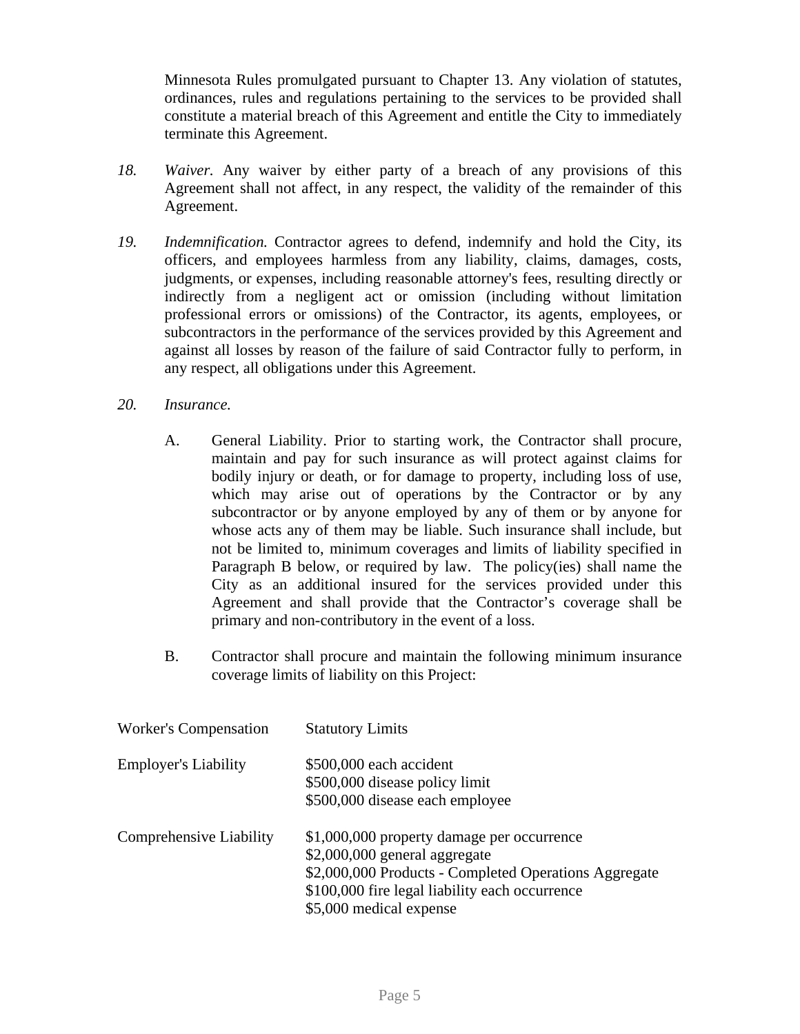Minnesota Rules promulgated pursuant to Chapter 13. Any violation of statutes, ordinances, rules and regulations pertaining to the services to be provided shall constitute a material breach of this Agreement and entitle the City to immediately terminate this Agreement.

18. *Waiver.* Any waiver by either party of a breach of any provisions of this Agreement shall not affect, in any respect, the validity of the remainder of this Agreement.

19. *Indemnification.* Contractor agrees to defend, indemnify and hold the City, its officers, and employees harmless from any liability, claims, damages, costs, judgments, or expenses, including reasonable attorney's fees, resulting directly or indirectly from a negligent act or omission (including without limitation professional errors or omissions) of the Contractor, its agents, employees, or subcontractors in the performance of the services provided by this Agreement and against all losses by reason of the failure of said Contractor fully to perform, in any respect, all obligations under this Agreement.

20. *Insurance.*

    A. General Liability. Prior to starting work, the Contractor shall procure, maintain and pay for such insurance as will protect against claims for bodily injury or death, or for damage to property, including loss of use, which may arise out of operations by the Contractor or by any subcontractor or by anyone employed by any of them or by anyone for whose acts any of them may be liable. Such insurance shall include, but not be limited to, minimum coverages and limits of liability specified in Paragraph B below, or required by law. The policy(ies) shall name the City as an additional insured for the services provided under this Agreement and shall provide that the Contractor's coverage shall be primary and non-contributory in the event of a loss.

    B. Contractor shall procure and maintain the following minimum insurance coverage limits of liability on this Project:

| | |
|---|---|
| Worker's Compensation | Statutory Limits |
| Employer's Liability | $500,000 each accident<br>$500,000 disease policy limit<br>$500,000 disease each employee |
| Comprehensive Liability | $1,000,000 property damage per occurrence<br>$2,000,000 general aggregate<br>$2,000,000 Products - Completed Operations Aggregate<br>$100,000 fire legal liability each occurrence<br>$5,000 medical expense |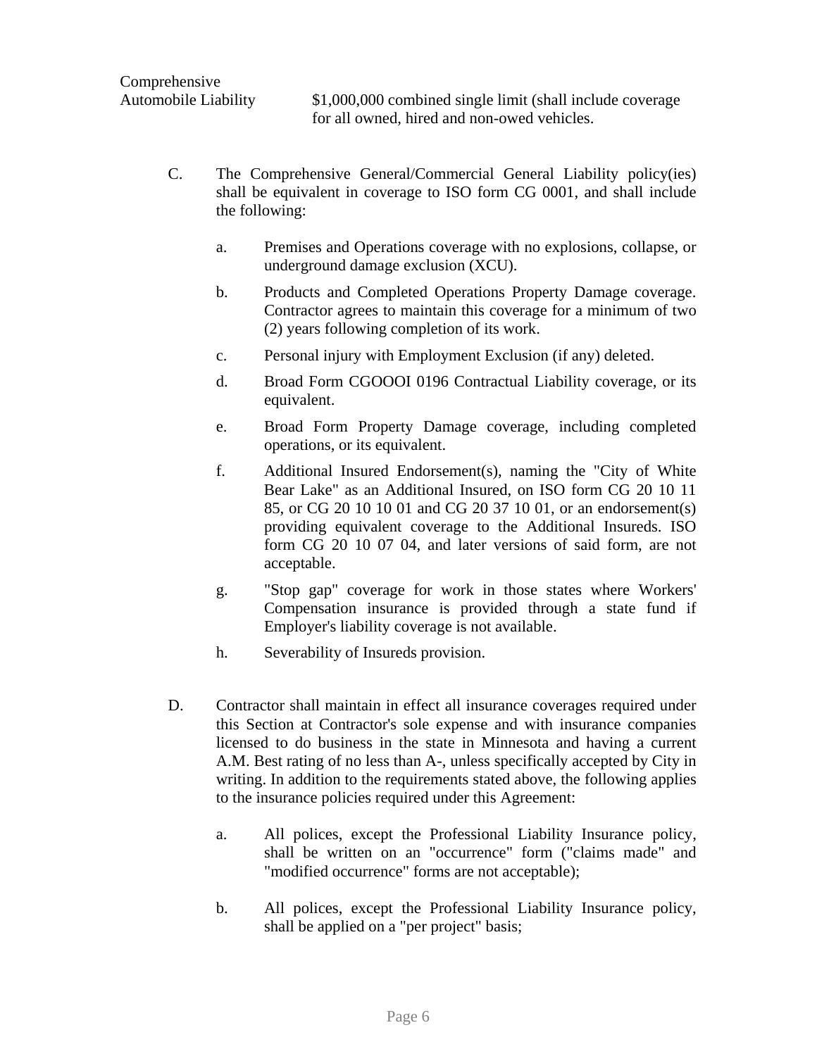| Comprehensive Automobile Liability | $1,000,000 combined single limit (shall include coverage for all owned, hired and non-owed vehicles. |
|---|---|

C. The Comprehensive General/Commercial General Liability policy(ies) shall be equivalent in coverage to ISO form CG 0001, and shall include the following:

a. Premises and Operations coverage with no explosions, collapse, or underground damage exclusion (XCU).

b. Products and Completed Operations Property Damage coverage. Contractor agrees to maintain this coverage for a minimum of two (2) years following completion of its work.

c. Personal injury with Employment Exclusion (if any) deleted.

d. Broad Form CGOOOI 0196 Contractual Liability coverage, or its equivalent.

e. Broad Form Property Damage coverage, including completed operations, or its equivalent.

f. Additional Insured Endorsement(s), naming the "City of White Bear Lake" as an Additional Insured, on ISO form CG 20 10 11 85, or CG 20 10 10 01 and CG 20 37 10 01, or an endorsement(s) providing equivalent coverage to the Additional Insureds. ISO form CG 20 10 07 04, and later versions of said form, are not acceptable.

g. "Stop gap" coverage for work in those states where Workers' Compensation insurance is provided through a state fund if Employer's liability coverage is not available.

h. Severability of Insureds provision.

D. Contractor shall maintain in effect all insurance coverages required under this Section at Contractor's sole expense and with insurance companies licensed to do business in the state in Minnesota and having a current A.M. Best rating of no less than A-, unless specifically accepted by City in writing. In addition to the requirements stated above, the following applies to the insurance policies required under this Agreement:

a. All polices, except the Professional Liability Insurance policy, shall be written on an "occurrence" form ("claims made" and "modified occurrence" forms are not acceptable);

b. All polices, except the Professional Liability Insurance policy, shall be applied on a "per project" basis;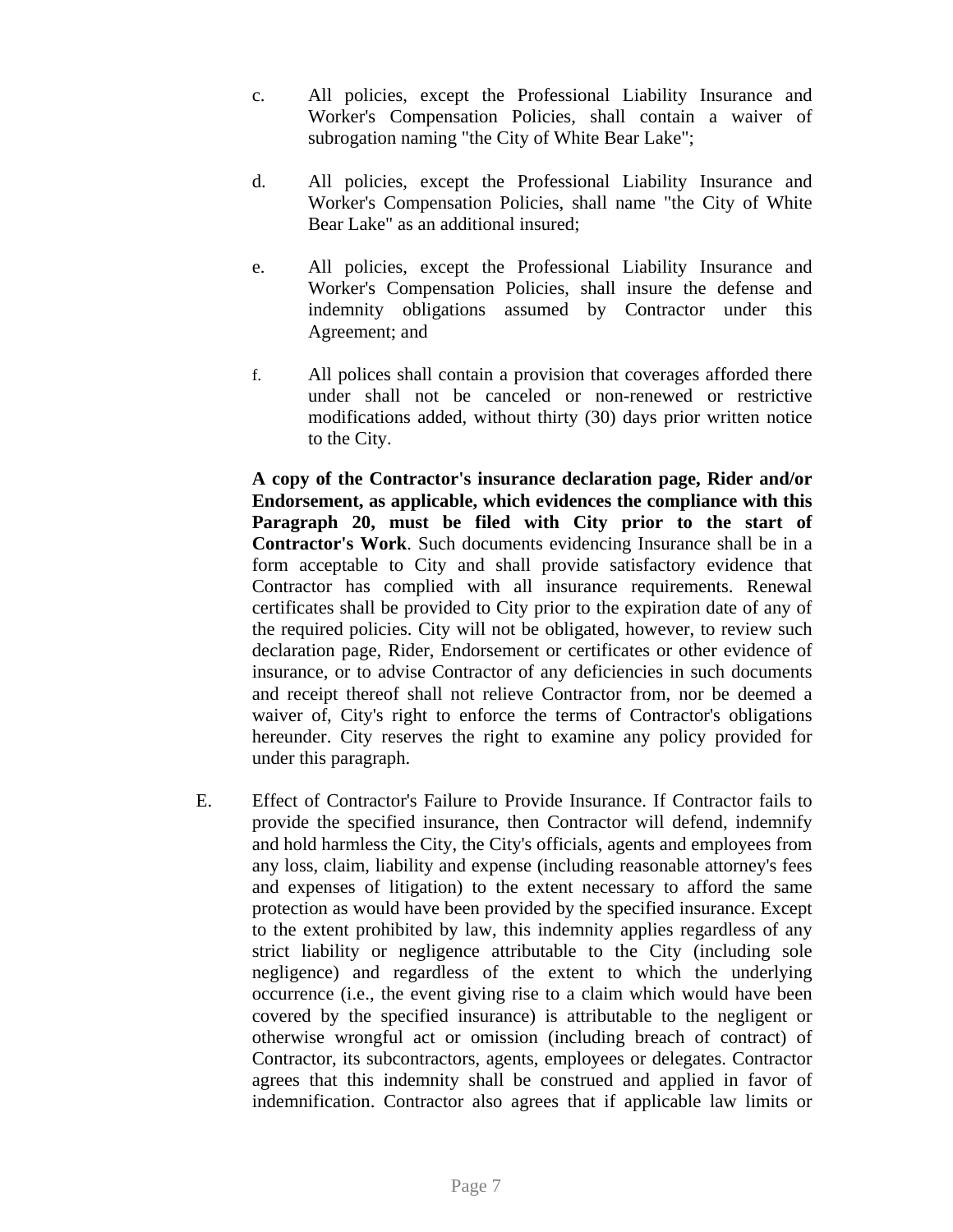c. All policies, except the Professional Liability Insurance and Worker's Compensation Policies, shall contain a waiver of subrogation naming "the City of White Bear Lake";

d. All policies, except the Professional Liability Insurance and Worker's Compensation Policies, shall name "the City of White Bear Lake" as an additional insured;

e. All policies, except the Professional Liability Insurance and Worker's Compensation Policies, shall insure the defense and indemnity obligations assumed by Contractor under this Agreement; and

f. All polices shall contain a provision that coverages afforded there under shall not be canceled or non-renewed or restrictive modifications added, without thirty (30) days prior written notice to the City.

**A copy of the Contractor's insurance declaration page, Rider and/or Endorsement, as applicable, which evidences the compliance with this Paragraph 20, must be filed with City prior to the start of Contractor's Work**. Such documents evidencing Insurance shall be in a form acceptable to City and shall provide satisfactory evidence that Contractor has complied with all insurance requirements. Renewal certificates shall be provided to City prior to the expiration date of any of the required policies. City will not be obligated, however, to review such declaration page, Rider, Endorsement or certificates or other evidence of insurance, or to advise Contractor of any deficiencies in such documents and receipt thereof shall not relieve Contractor from, nor be deemed a waiver of, City's right to enforce the terms of Contractor's obligations hereunder. City reserves the right to examine any policy provided for under this paragraph.

E. Effect of Contractor's Failure to Provide Insurance. If Contractor fails to provide the specified insurance, then Contractor will defend, indemnify and hold harmless the City, the City's officials, agents and employees from any loss, claim, liability and expense (including reasonable attorney's fees and expenses of litigation) to the extent necessary to afford the same protection as would have been provided by the specified insurance. Except to the extent prohibited by law, this indemnity applies regardless of any strict liability or negligence attributable to the City (including sole negligence) and regardless of the extent to which the underlying occurrence (i.e., the event giving rise to a claim which would have been covered by the specified insurance) is attributable to the negligent or otherwise wrongful act or omission (including breach of contract) of Contractor, its subcontractors, agents, employees or delegates. Contractor agrees that this indemnity shall be construed and applied in favor of indemnification. Contractor also agrees that if applicable law limits or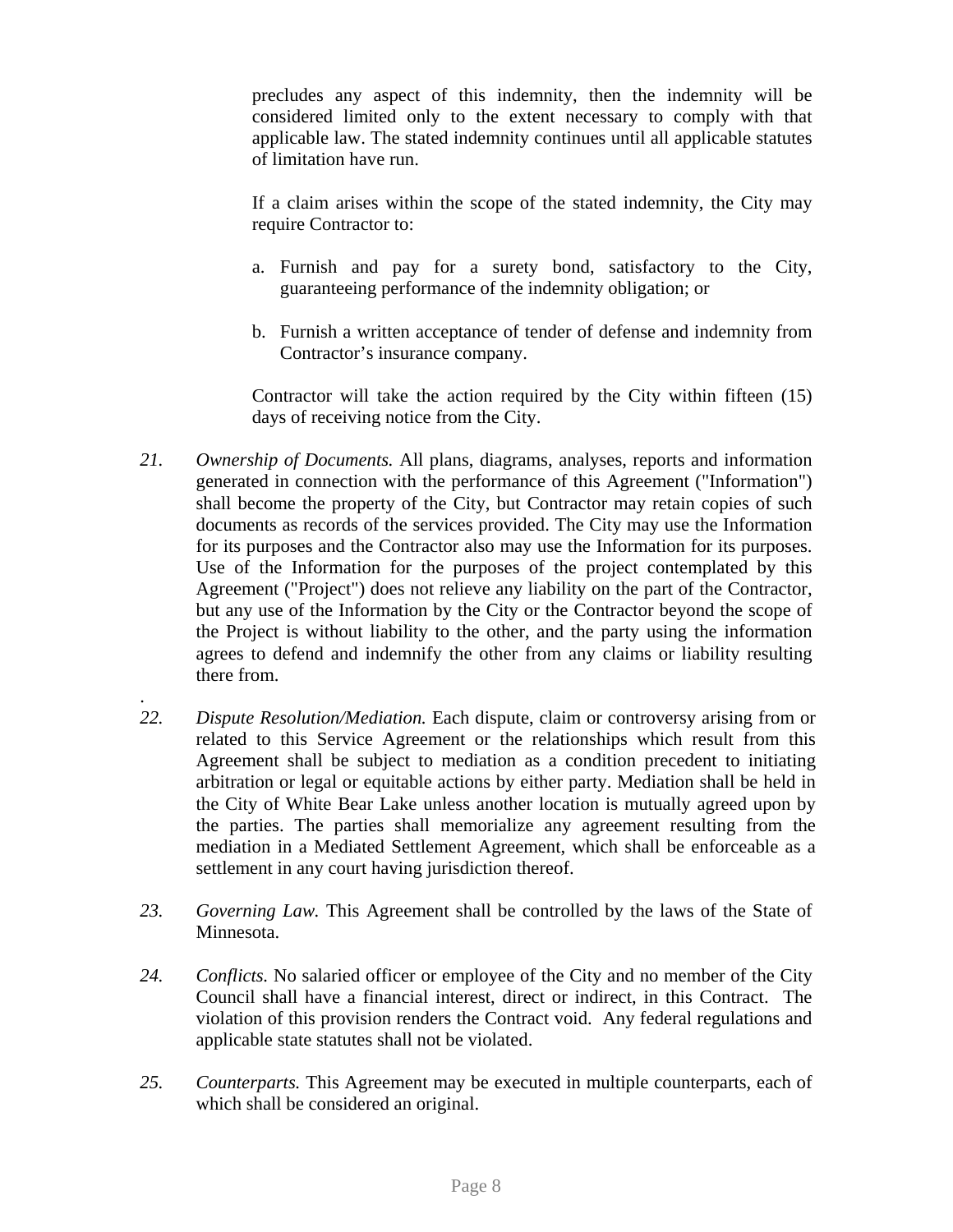precludes any aspect of this indemnity, then the indemnity will be considered limited only to the extent necessary to comply with that applicable law. The stated indemnity continues until all applicable statutes of limitation have run.

If a claim arises within the scope of the stated indemnity, the City may require Contractor to:

a. Furnish and pay for a surety bond, satisfactory to the City, guaranteeing performance of the indemnity obligation; or

b. Furnish a written acceptance of tender of defense and indemnity from Contractor's insurance company.

Contractor will take the action required by the City within fifteen (15) days of receiving notice from the City.

21. *Ownership of Documents.* All plans, diagrams, analyses, reports and information generated in connection with the performance of this Agreement ("Information") shall become the property of the City, but Contractor may retain copies of such documents as records of the services provided. The City may use the Information for its purposes and the Contractor also may use the Information for its purposes. Use of the Information for the purposes of the project contemplated by this Agreement ("Project") does not relieve any liability on the part of the Contractor, but any use of the Information by the City or the Contractor beyond the scope of the Project is without liability to the other, and the party using the information agrees to defend and indemnify the other from any claims or liability resulting there from.

.

22. *Dispute Resolution/Mediation.* Each dispute, claim or controversy arising from or related to this Service Agreement or the relationships which result from this Agreement shall be subject to mediation as a condition precedent to initiating arbitration or legal or equitable actions by either party. Mediation shall be held in the City of White Bear Lake unless another location is mutually agreed upon by the parties. The parties shall memorialize any agreement resulting from the mediation in a Mediated Settlement Agreement, which shall be enforceable as a settlement in any court having jurisdiction thereof.

23. *Governing Law.* This Agreement shall be controlled by the laws of the State of Minnesota.

24. *Conflicts.* No salaried officer or employee of the City and no member of the City Council shall have a financial interest, direct or indirect, in this Contract. The violation of this provision renders the Contract void. Any federal regulations and applicable state statutes shall not be violated.

25. *Counterparts.* This Agreement may be executed in multiple counterparts, each of which shall be considered an original.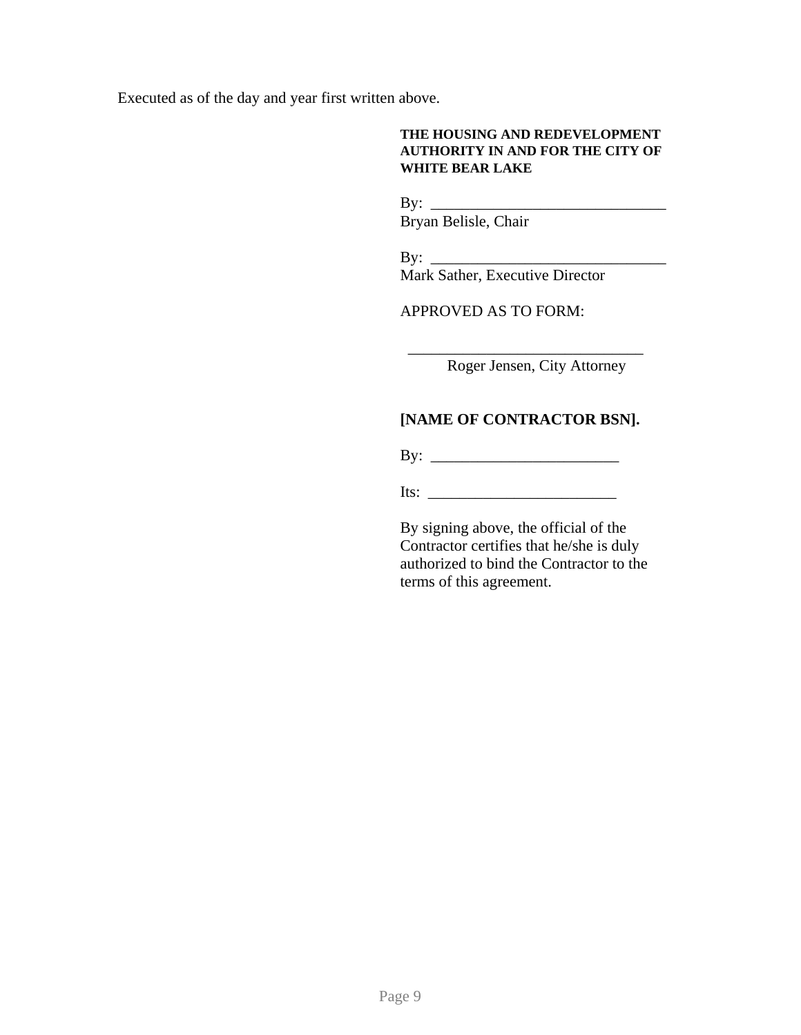Executed as of the day and year first written above.

**THE HOUSING AND REDEVELOPMENT AUTHORITY IN AND FOR THE CITY OF WHITE BEAR LAKE**

By: ______________________________
Bryan Belisle, Chair

By: ______________________________
Mark Sather, Executive Director

APPROVED AS TO FORM:

______________________________
Roger Jensen, City Attorney

**[NAME OF CONTRACTOR BSN].**

By: ________________________

Its: ________________________

By signing above, the official of the Contractor certifies that he/she is duly authorized to bind the Contractor to the terms of this agreement.